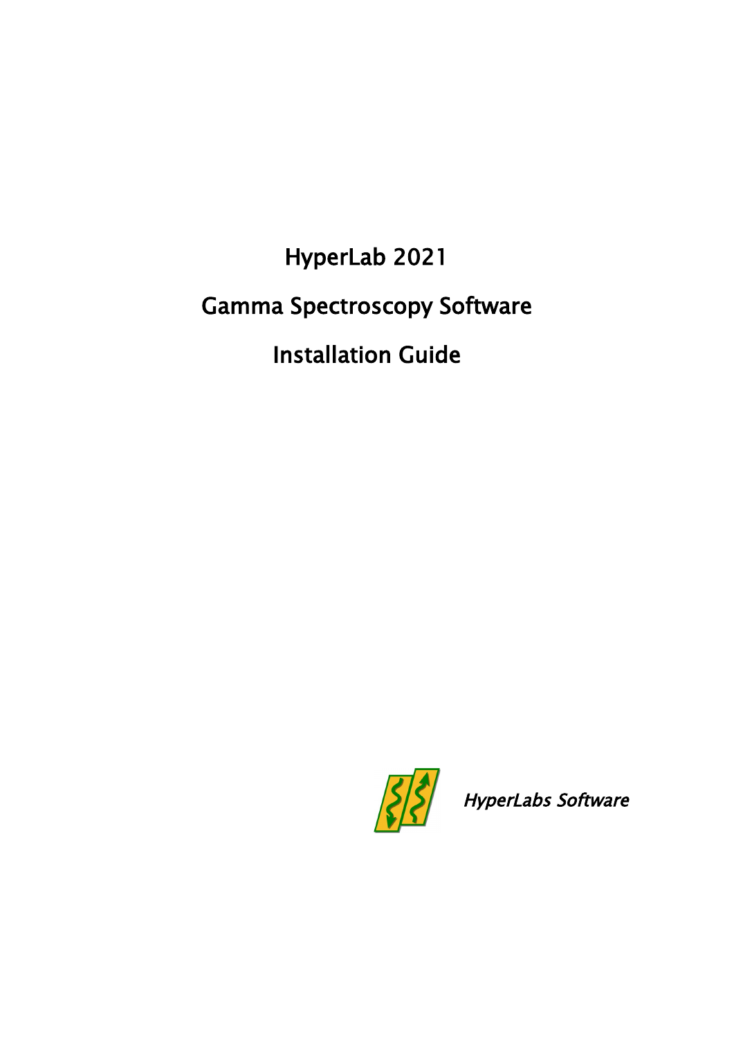# HyperLab 2021

# Gamma Spectroscopy Software

# Installation Guide

*HyperLabs Software*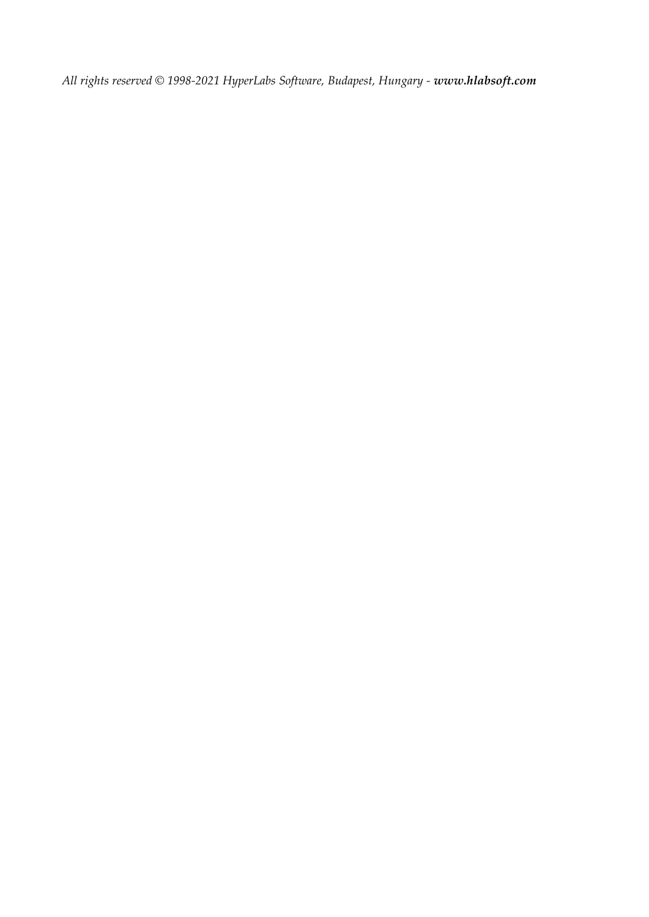*All rights reserved © 1998-2021 HyperLabs Software, Budapest, Hungary - **www.hlabsoft.com***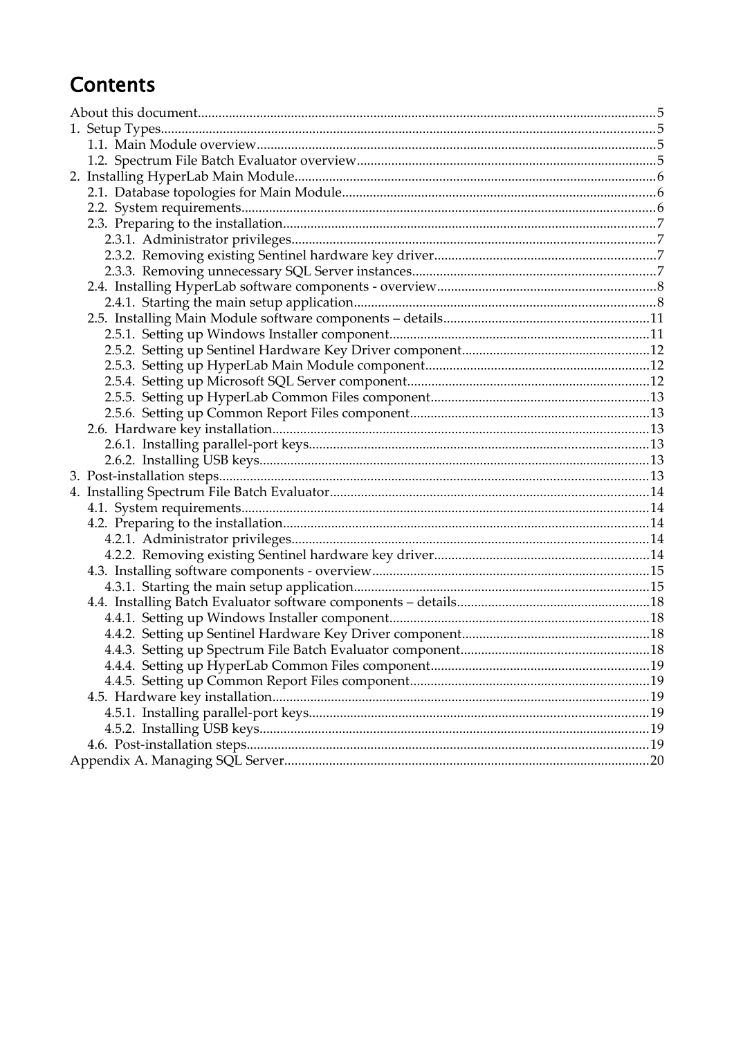# Contents

About this document....................................................................................................................5
1. Setup Types..............................................................................................................................5
    1.1. Main Module overview...................................................................................................5
    1.2. Spectrum File Batch Evaluator overview.......................................................................5
2. Installing HyperLab Main Module........................................................................................6
    2.1. Database topologies for Main Module..........................................................................6
    2.2. System requirements.......................................................................................................6
    2.3. Preparing to the installation...........................................................................................7
        2.3.1. Administrator privileges.........................................................................................7
        2.3.2. Removing existing Sentinel hardware key driver................................................7
        2.3.3. Removing unnecessary SQL Server instances......................................................7
    2.4. Installing HyperLab software components - overview...............................................8
        2.4.1. Starting the main setup application.......................................................................8
    2.5. Installing Main Module software components – details...........................................11
        2.5.1. Setting up Windows Installer component...........................................................11
        2.5.2. Setting up Sentinel Hardware Key Driver component......................................12
        2.5.3. Setting up HyperLab Main Module component.................................................12
        2.5.4. Setting up Microsoft SQL Server component......................................................12
        2.5.5. Setting up HyperLab Common Files component...............................................13
        2.5.6. Setting up Common Report Files component.....................................................13
    2.6. Hardware key installation............................................................................................13
        2.6.1. Installing parallel-port keys..................................................................................13
        2.6.2. Installing USB keys.................................................................................................13
3. Post-installation steps............................................................................................................13
4. Installing Spectrum File Batch Evaluator............................................................................14
    4.1. System requirements.....................................................................................................14
    4.2. Preparing to the installation.........................................................................................14
        4.2.1. Administrator privileges.......................................................................................14
        4.2.2. Removing existing Sentinel hardware key driver..............................................14
    4.3. Installing software components - overview................................................................15
        4.3.1. Starting the main setup application.....................................................................15
    4.4. Installing Batch Evaluator software components – details........................................18
        4.4.1. Setting up Windows Installer component...........................................................18
        4.4.2. Setting up Sentinel Hardware Key Driver component......................................18
        4.4.3. Setting up Spectrum File Batch Evaluator component.......................................18
        4.4.4. Setting up HyperLab Common Files component...............................................19
        4.4.5. Setting up Common Report Files component.....................................................19
    4.5. Hardware key installation............................................................................................19
        4.5.1. Installing parallel-port keys..................................................................................19
        4.5.2. Installing USB keys.................................................................................................19
    4.6. Post-installation steps...................................................................................................19
Appendix A. Managing SQL Server.........................................................................................20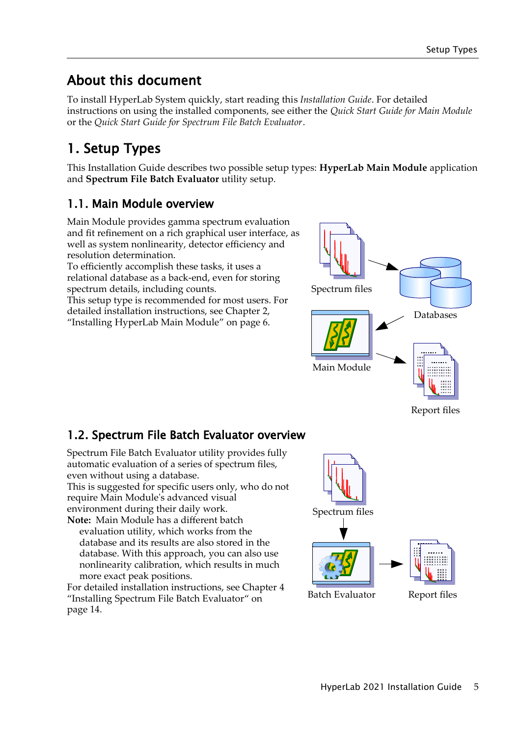## About this document

To install HyperLab System quickly, start reading this *Installation Guide*. For detailed instructions on using the installed components, see either the *Quick Start Guide for Main Module* or the *Quick Start Guide for Spectrum File Batch Evaluator*.

# 1. Setup Types

This Installation Guide describes two possible setup types: **HyperLab Main Module** application and **Spectrum File Batch Evaluator** utility setup.

## 1.1. Main Module overview

Main Module provides gamma spectrum evaluation and fit refinement on a rich graphical user interface, as well as system nonlinearity, detector efficiency and resolution determination.
To efficiently accomplish these tasks, it uses a relational database as a back-end, even for storing spectrum details, including counts.
This setup type is recommended for most users. For detailed installation instructions, see Chapter 2, "Installing HyperLab Main Module" on page 6.

Spectrum files

Databases

Main Module

Report files

## 1.2. Spectrum File Batch Evaluator overview

Spectrum File Batch Evaluator utility provides fully automatic evaluation of a series of spectrum files, even without using a database.
This is suggested for specific users only, who do not require Main Module's advanced visual environment during their daily work.

**Note:** Main Module has a different batch evaluation utility, which works from the database and its results are also stored in the database. With this approach, you can also use nonlinearity calibration, which results in much more exact peak positions.

For detailed installation instructions, see Chapter 4 "Installing Spectrum File Batch Evaluator" on page 14.

Spectrum files

Batch Evaluator

Report files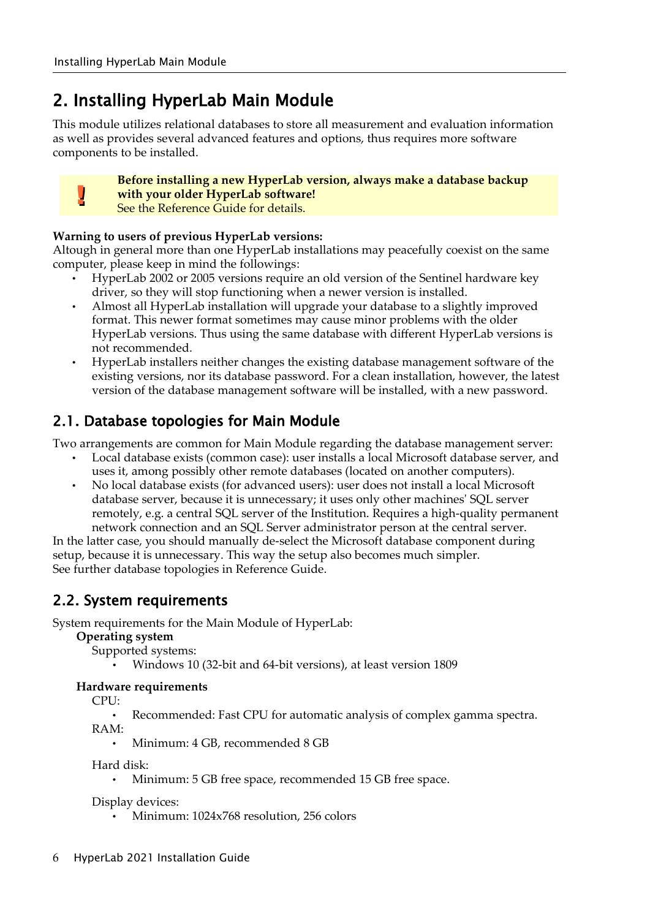# 2. Installing HyperLab Main Module

This module utilizes relational databases to store all measurement and evaluation information as well as provides several advanced features and options, thus requires more software components to be installed.

> **!** **Before installing a new HyperLab version, always make a database backup with your older HyperLab software!**
> See the Reference Guide for details.

**Warning to users of previous HyperLab versions:**
Altough in general more than one HyperLab installations may peacefully coexist on the same computer, please keep in mind the followings:

- HyperLab 2002 or 2005 versions require an old version of the Sentinel hardware key driver, so they will stop functioning when a newer version is installed.
- Almost all HyperLab installation will upgrade your database to a slightly improved format. This newer format sometimes may cause minor problems with the older HyperLab versions. Thus using the same database with different HyperLab versions is not recommended.
- HyperLab installers neither changes the existing database management software of the existing versions, nor its database password. For a clean installation, however, the latest version of the database management software will be installed, with a new password.

## 2.1. Database topologies for Main Module

Two arrangements are common for Main Module regarding the database management server:

- Local database exists (common case): user installs a local Microsoft database server, and uses it, among possibly other remote databases (located on another computers).
- No local database exists (for advanced users): user does not install a local Microsoft database server, because it is unnecessary; it uses only other machines' SQL server remotely, e.g. a central SQL server of the Institution. Requires a high-quality permanent network connection and an SQL Server administrator person at the central server.

In the latter case, you should manually de-select the Microsoft database component during setup, because it is unnecessary. This way the setup also becomes much simpler.
See further database topologies in Reference Guide.

## 2.2. System requirements

System requirements for the Main Module of HyperLab:

**Operating system**

Supported systems:

- Windows 10 (32-bit and 64-bit versions), at least version 1809

**Hardware requirements**

CPU:

- Recommended: Fast CPU for automatic analysis of complex gamma spectra.

RAM:

- Minimum: 4 GB, recommended 8 GB

Hard disk:

- Minimum: 5 GB free space, recommended 15 GB free space.

Display devices:

- Minimum: 1024x768 resolution, 256 colors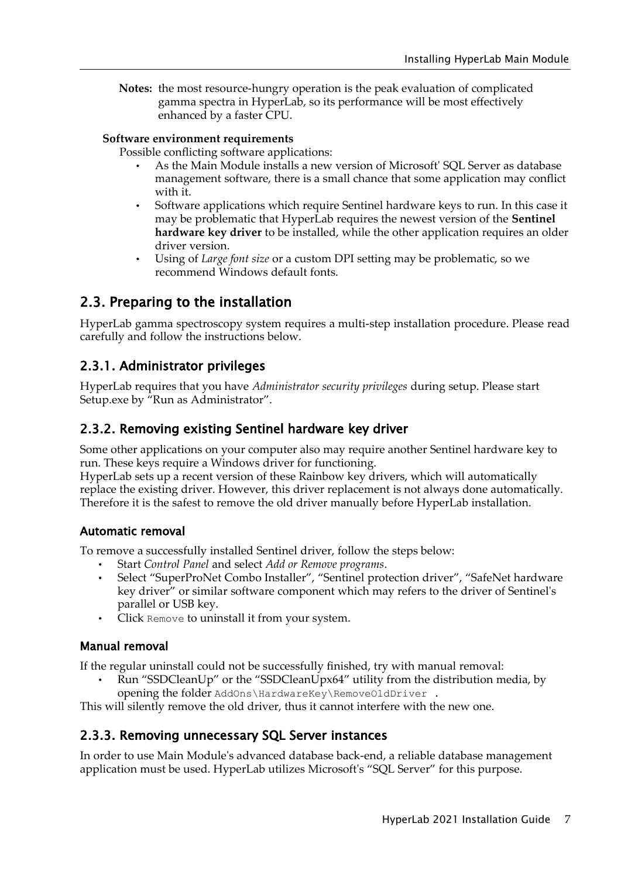**Notes:** the most resource-hungry operation is the peak evaluation of complicated gamma spectra in HyperLab, so its performance will be most effectively enhanced by a faster CPU.

**Software environment requirements**

Possible conflicting software applications:

- As the Main Module installs a new version of Microsoft' SQL Server as database management software, there is a small chance that some application may conflict with it.
- Software applications which require Sentinel hardware keys to run. In this case it may be problematic that HyperLab requires the newest version of the **Sentinel hardware key driver** to be installed, while the other application requires an older driver version.
- Using of *Large font size* or a custom DPI setting may be problematic, so we recommend Windows default fonts.

## 2.3. Preparing to the installation

HyperLab gamma spectroscopy system requires a multi-step installation procedure. Please read carefully and follow the instructions below.

### 2.3.1. Administrator privileges

HyperLab requires that you have *Administrator security privileges* during setup. Please start Setup.exe by "Run as Administrator".

### 2.3.2. Removing existing Sentinel hardware key driver

Some other applications on your computer also may require another Sentinel hardware key to run. These keys require a Windows driver for functioning.
HyperLab sets up a recent version of these Rainbow key drivers, which will automatically replace the existing driver. However, this driver replacement is not always done automatically. Therefore it is the safest to remove the old driver manually before HyperLab installation.

#### Automatic removal

To remove a successfully installed Sentinel driver, follow the steps below:

- Start *Control Panel* and select *Add or Remove programs*.
- Select "SuperProNet Combo Installer", "Sentinel protection driver", "SafeNet hardware key driver" or similar software component which may refers to the driver of Sentinel's parallel or USB key.
- Click `Remove` to uninstall it from your system.

#### Manual removal

If the regular uninstall could not be successfully finished, try with manual removal:

- Run "SSDCleanUp" or the "SSDCleanUpx64" utility from the distribution media, by opening the folder `AddOns\HardwareKey\RemoveOldDriver` .

This will silently remove the old driver, thus it cannot interfere with the new one.

### 2.3.3. Removing unnecessary SQL Server instances

In order to use Main Module's advanced database back-end, a reliable database management application must be used. HyperLab utilizes Microsoft's "SQL Server" for this purpose.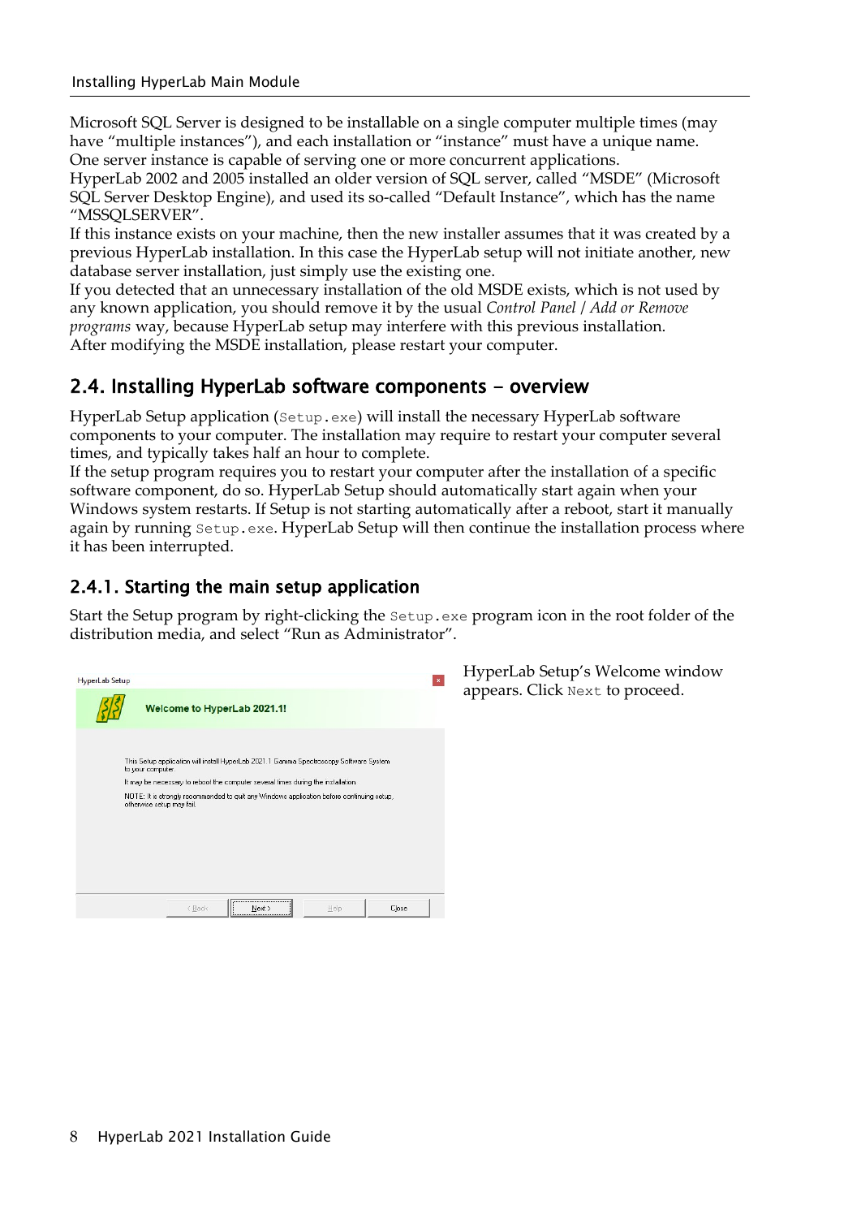Microsoft SQL Server is designed to be installable on a single computer multiple times (may have "multiple instances"), and each installation or "instance" must have a unique name. One server instance is capable of serving one or more concurrent applications.
HyperLab 2002 and 2005 installed an older version of SQL server, called "MSDE" (Microsoft SQL Server Desktop Engine), and used its so-called "Default Instance", which has the name "MSSQLSERVER".
If this instance exists on your machine, then the new installer assumes that it was created by a previous HyperLab installation. In this case the HyperLab setup will not initiate another, new database server installation, just simply use the existing one.
If you detected that an unnecessary installation of the old MSDE exists, which is not used by any known application, you should remove it by the usual *Control Panel / Add or Remove programs* way, because HyperLab setup may interfere with this previous installation.
After modifying the MSDE installation, please restart your computer.

## 2.4. Installing HyperLab software components – overview

HyperLab Setup application (`Setup.exe`) will install the necessary HyperLab software components to your computer. The installation may require to restart your computer several times, and typically takes half an hour to complete.
If the setup program requires you to restart your computer after the installation of a specific software component, do so. HyperLab Setup should automatically start again when your Windows system restarts. If Setup is not starting automatically after a reboot, start it manually again by running `Setup.exe`. HyperLab Setup will then continue the installation process where it has been interrupted.

### 2.4.1. Starting the main setup application

Start the Setup program by right-clicking the `Setup.exe` program icon in the root folder of the distribution media, and select "Run as Administrator".

HyperLab Setup

Welcome to HyperLab 2021.1!

This Setup application will install HyperLab 2021.1 Gamma Spectroscopy Software System to your computer.

It may be necessary to reboot the computer several times during the installation.

NOTE: It is strongly recommended to quit any Windows application before continuing setup, otherwise setup may fail.

< Back | Next > | Help | Close

HyperLab Setup's Welcome window appears. Click `Next` to proceed.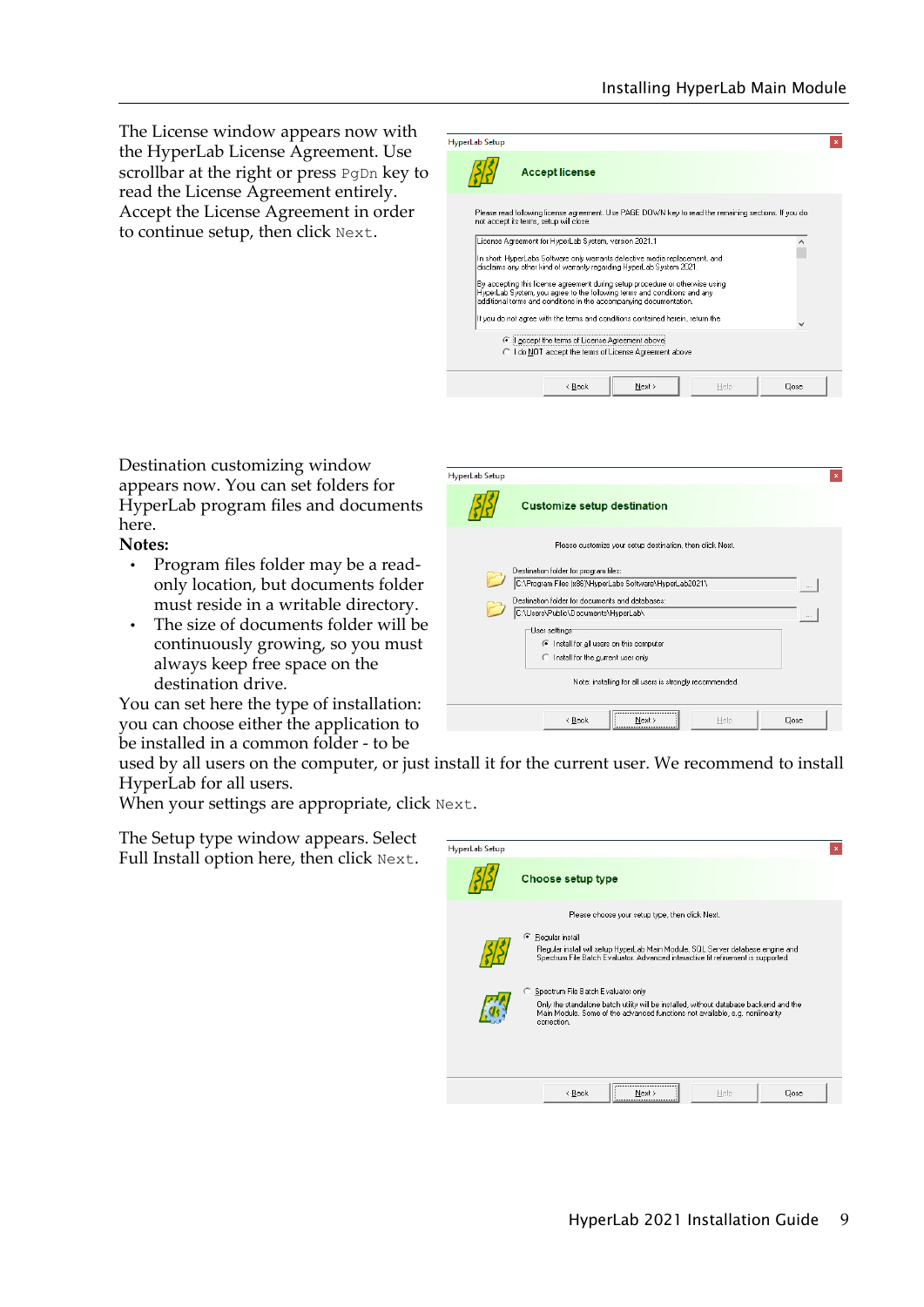The License window appears now with the HyperLab License Agreement. Use scrollbar at the right or press `PgDn` key to read the License Agreement entirely. Accept the License Agreement in order to continue setup, then click `Next`.

Destination customizing window appears now. You can set folders for HyperLab program files and documents here.

**Notes:**

- Program files folder may be a read-only location, but documents folder must reside in a writable directory.
- The size of documents folder will be continuously growing, so you must always keep free space on the destination drive.

You can set here the type of installation: you can choose either the application to be installed in a common folder - to be used by all users on the computer, or just install it for the current user. We recommend to install HyperLab for all users.

When your settings are appropriate, click `Next`.

The Setup type window appears. Select Full Install option here, then click `Next`.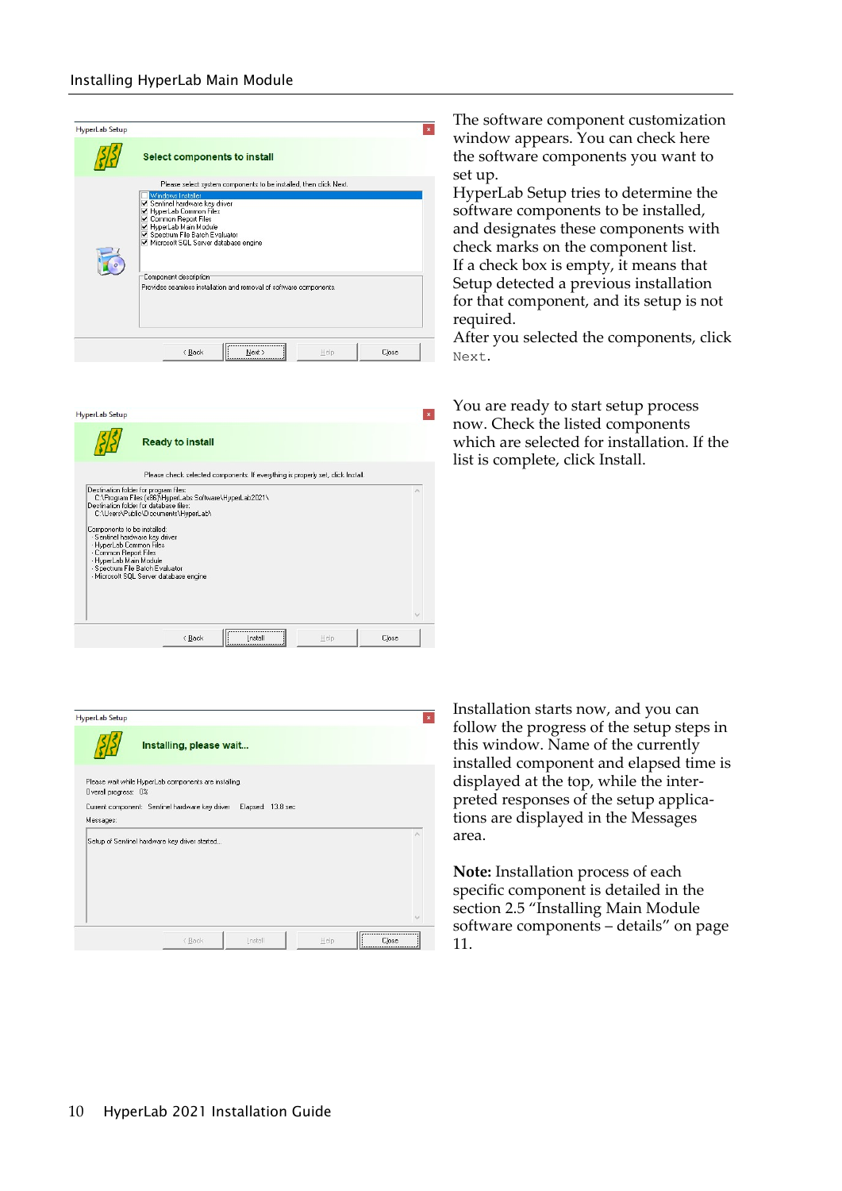The software component customization window appears. You can check here the software components you want to set up.

HyperLab Setup tries to determine the software components to be installed, and designates these components with check marks on the component list.

If a check box is empty, it means that Setup detected a previous installation for that component, and its setup is not required.

After you selected the components, click `Next`.

You are ready to start setup process now. Check the listed components which are selected for installation. If the list is complete, click Install.

Installation starts now, and you can follow the progress of the setup steps in this window. Name of the currently installed component and elapsed time is displayed at the top, while the interpreted responses of the setup applications are displayed in the Messages area.

**Note:** Installation process of each specific component is detailed in the section 2.5 "Installing Main Module software components – details" on page 11.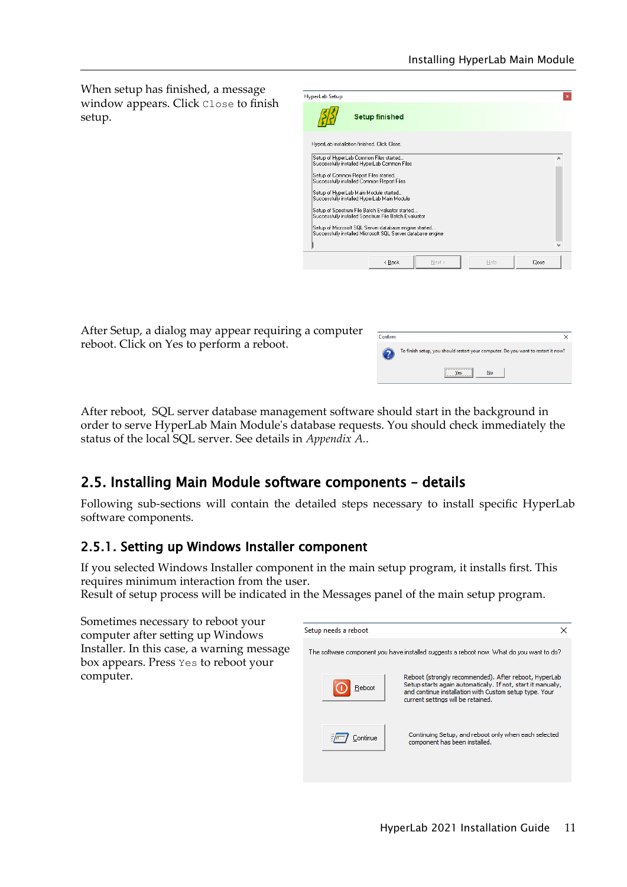When setup has finished, a message window appears. Click `Close` to finish setup.

After Setup, a dialog may appear requiring a computer reboot. Click on Yes to perform a reboot.

After reboot, SQL server database management software should start in the background in order to serve HyperLab Main Module's database requests. You should check immediately the status of the local SQL server. See details in *Appendix A.*.

## 2.5. Installing Main Module software components – details

Following sub-sections will contain the detailed steps necessary to install specific HyperLab software components.

### 2.5.1. Setting up Windows Installer component

If you selected Windows Installer component in the main setup program, it installs first. This requires minimum interaction from the user.
Result of setup process will be indicated in the Messages panel of the main setup program.

Sometimes necessary to reboot your computer after setting up Windows Installer. In this case, a warning message box appears. Press `Yes` to reboot your computer.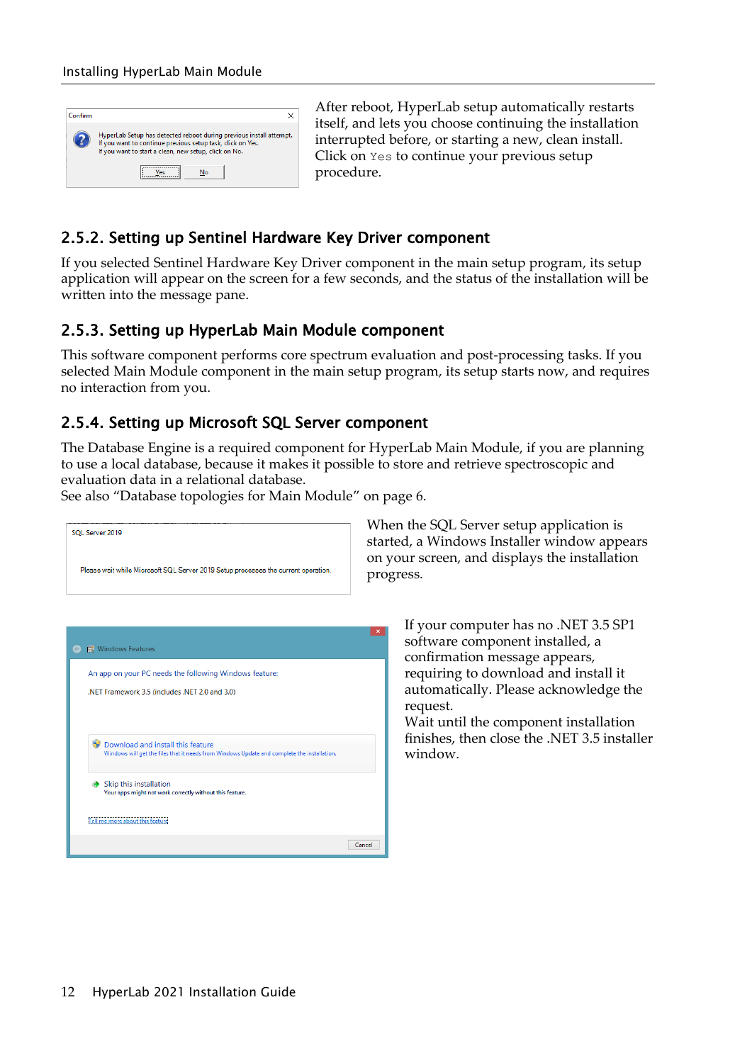After reboot, HyperLab setup automatically restarts itself, and lets you choose continuing the installation interrupted before, or starting a new, clean install. Click on `Yes` to continue your previous setup procedure.

### 2.5.2. Setting up Sentinel Hardware Key Driver component

If you selected Sentinel Hardware Key Driver component in the main setup program, its setup application will appear on the screen for a few seconds, and the status of the installation will be written into the message pane.

### 2.5.3. Setting up HyperLab Main Module component

This software component performs core spectrum evaluation and post-processing tasks. If you selected Main Module component in the main setup program, its setup starts now, and requires no interaction from you.

### 2.5.4. Setting up Microsoft SQL Server component

The Database Engine is a required component for HyperLab Main Module, if you are planning to use a local database, because it makes it possible to store and retrieve spectroscopic and evaluation data in a relational database.
See also “Database topologies for Main Module” on page 6.

When the SQL Server setup application is started, a Windows Installer window appears on your screen, and displays the installation progress.

If your computer has no .NET 3.5 SP1 software component installed, a confirmation message appears, requiring to download and install it automatically. Please acknowledge the request.
Wait until the component installation finishes, then close the .NET 3.5 installer window.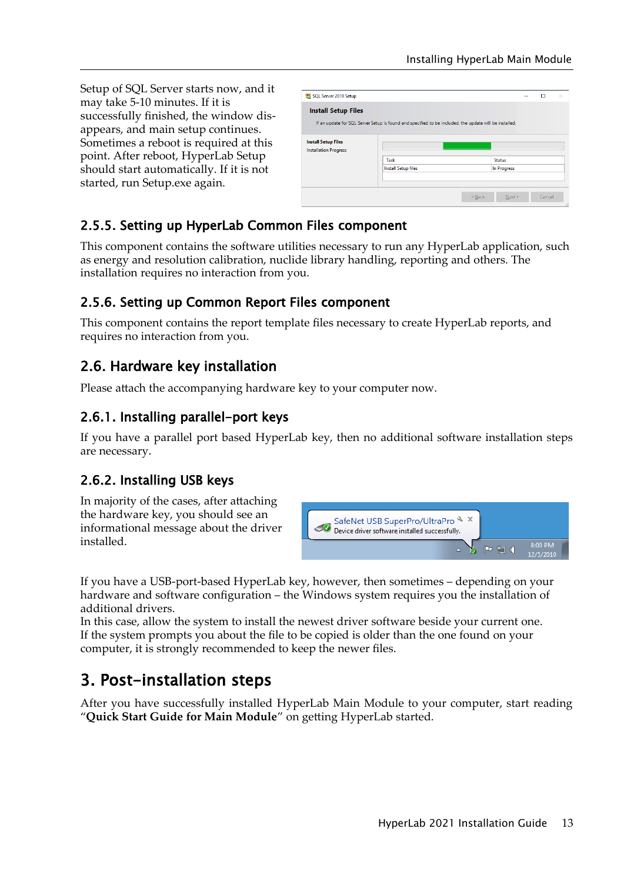Setup of SQL Server starts now, and it may take 5-10 minutes. If it is successfully finished, the window disappears, and main setup continues. Sometimes a reboot is required at this point. After reboot, HyperLab Setup should start automatically. If it is not started, run Setup.exe again.

### 2.5.5. Setting up HyperLab Common Files component

This component contains the software utilities necessary to run any HyperLab application, such as energy and resolution calibration, nuclide library handling, reporting and others. The installation requires no interaction from you.

### 2.5.6. Setting up Common Report Files component

This component contains the report template files necessary to create HyperLab reports, and requires no interaction from you.

## 2.6. Hardware key installation

Please attach the accompanying hardware key to your computer now.

### 2.6.1. Installing parallel-port keys

If you have a parallel port based HyperLab key, then no additional software installation steps are necessary.

### 2.6.2. Installing USB keys

In majority of the cases, after attaching the hardware key, you should see an informational message about the driver installed.

If you have a USB-port-based HyperLab key, however, then sometimes – depending on your hardware and software configuration – the Windows system requires you the installation of additional drivers.
In this case, allow the system to install the newest driver software beside your current one. If the system prompts you about the file to be copied is older than the one found on your computer, it is strongly recommended to keep the newer files.

# 3. Post-installation steps

After you have successfully installed HyperLab Main Module to your computer, start reading "**Quick Start Guide for Main Module**" on getting HyperLab started.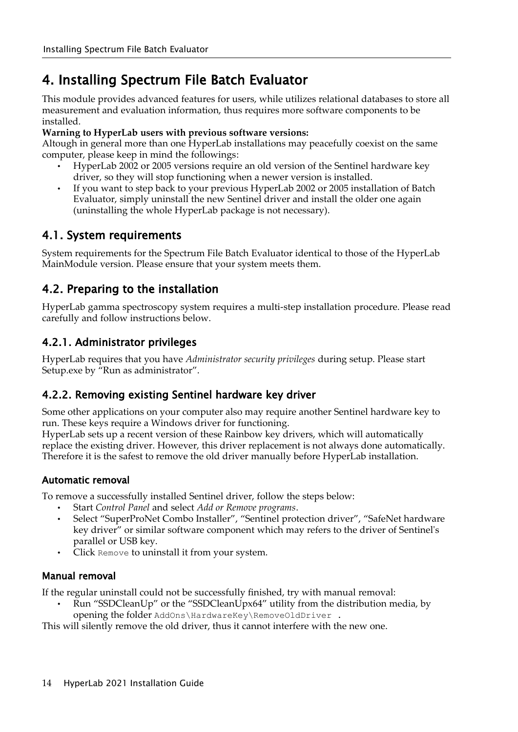# 4. Installing Spectrum File Batch Evaluator

This module provides advanced features for users, while utilizes relational databases to store all measurement and evaluation information, thus requires more software components to be installed.

**Warning to HyperLab users with previous software versions:**

Altough in general more than one HyperLab installations may peacefully coexist on the same computer, please keep in mind the followings:

- HyperLab 2002 or 2005 versions require an old version of the Sentinel hardware key driver, so they will stop functioning when a newer version is installed.
- If you want to step back to your previous HyperLab 2002 or 2005 installation of Batch Evaluator, simply uninstall the new Sentinel driver and install the older one again (uninstalling the whole HyperLab package is not necessary).

## 4.1. System requirements

System requirements for the Spectrum File Batch Evaluator identical to those of the HyperLab MainModule version. Please ensure that your system meets them.

## 4.2. Preparing to the installation

HyperLab gamma spectroscopy system requires a multi-step installation procedure. Please read carefully and follow instructions below.

### 4.2.1. Administrator privileges

HyperLab requires that you have *Administrator security privileges* during setup. Please start Setup.exe by "Run as administrator".

### 4.2.2. Removing existing Sentinel hardware key driver

Some other applications on your computer also may require another Sentinel hardware key to run. These keys require a Windows driver for functioning.

HyperLab sets up a recent version of these Rainbow key drivers, which will automatically replace the existing driver. However, this driver replacement is not always done automatically. Therefore it is the safest to remove the old driver manually before HyperLab installation.

#### Automatic removal

To remove a successfully installed Sentinel driver, follow the steps below:

- Start *Control Panel* and select *Add or Remove programs*.
- Select "SuperProNet Combo Installer", "Sentinel protection driver", "SafeNet hardware key driver" or similar software component which may refers to the driver of Sentinel's parallel or USB key.
- Click `Remove` to uninstall it from your system.

#### Manual removal

If the regular uninstall could not be successfully finished, try with manual removal:

- Run "SSDCleanUp" or the "SSDCleanUpx64" utility from the distribution media, by opening the folder `AddOns\HardwareKey\RemoveOldDriver` .

This will silently remove the old driver, thus it cannot interfere with the new one.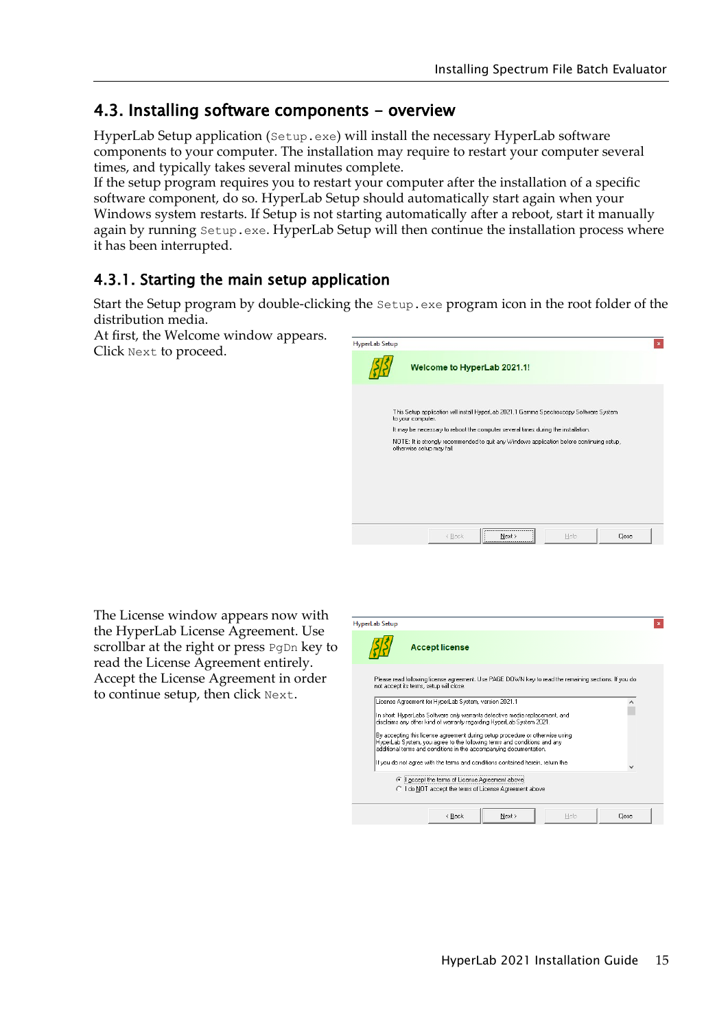## 4.3. Installing software components – overview

HyperLab Setup application (`Setup.exe`) will install the necessary HyperLab software components to your computer. The installation may require to restart your computer several times, and typically takes several minutes complete.
If the setup program requires you to restart your computer after the installation of a specific software component, do so. HyperLab Setup should automatically start again when your Windows system restarts. If Setup is not starting automatically after a reboot, start it manually again by running `Setup.exe`. HyperLab Setup will then continue the installation process where it has been interrupted.

### 4.3.1. Starting the main setup application

Start the Setup program by double-clicking the `Setup.exe` program icon in the root folder of the distribution media.
At first, the Welcome window appears. Click `Next` to proceed.

The License window appears now with the HyperLab License Agreement. Use scrollbar at the right or press `PgDn` key to read the License Agreement entirely. Accept the License Agreement in order to continue setup, then click `Next`.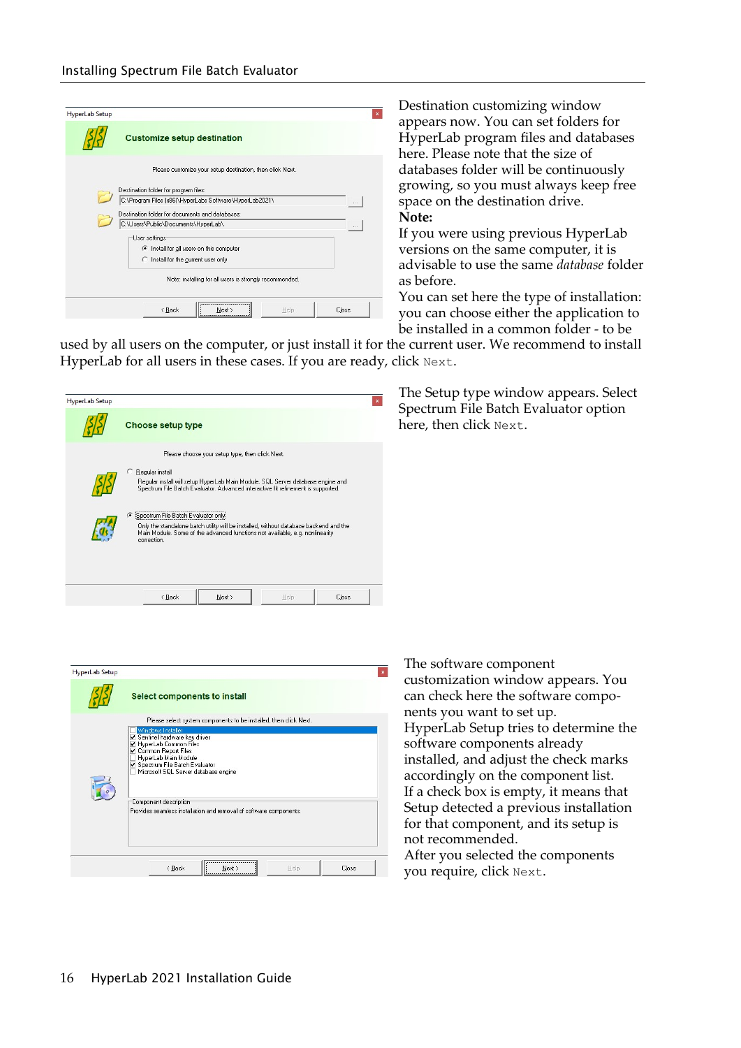Destination customizing window appears now. You can set folders for HyperLab program files and databases here. Please note that the size of databases folder will be continuously growing, so you must always keep free space on the destination drive.

**Note:**

If you were using previous HyperLab versions on the same computer, it is advisable to use the same *database* folder as before.

You can set here the type of installation: you can choose either the application to be installed in a common folder - to be used by all users on the computer, or just install it for the current user. We recommend to install HyperLab for all users in these cases. If you are ready, click `Next`.

The Setup type window appears. Select Spectrum File Batch Evaluator option here, then click `Next`.

The software component customization window appears. You can check here the software components you want to set up.

HyperLab Setup tries to determine the software components already installed, and adjust the check marks accordingly on the component list.

If a check box is empty, it means that Setup detected a previous installation for that component, and its setup is not recommended.

After you selected the components you require, click `Next`.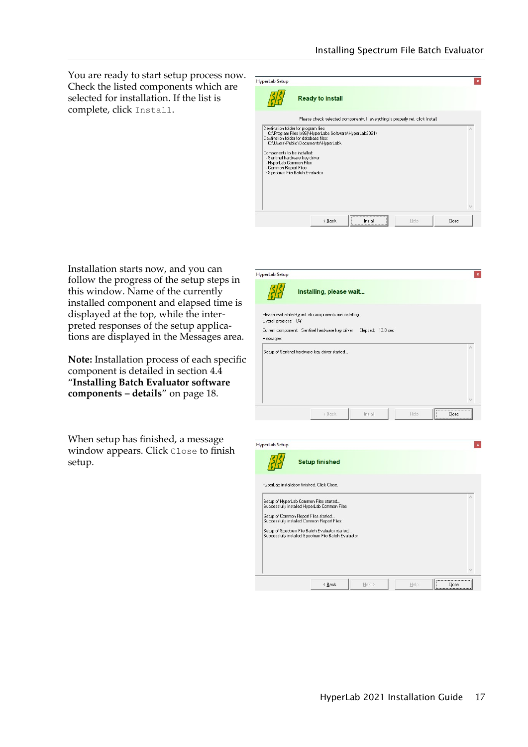You are ready to start setup process now. Check the listed components which are selected for installation. If the list is complete, click `Install`.

Installation starts now, and you can follow the progress of the setup steps in this window. Name of the currently installed component and elapsed time is displayed at the top, while the interpreted responses of the setup applications are displayed in the Messages area.

**Note:** Installation process of each specific component is detailed in section 4.4 "**Installing Batch Evaluator software components – details**" on page 18.

When setup has finished, a message window appears. Click `Close` to finish setup.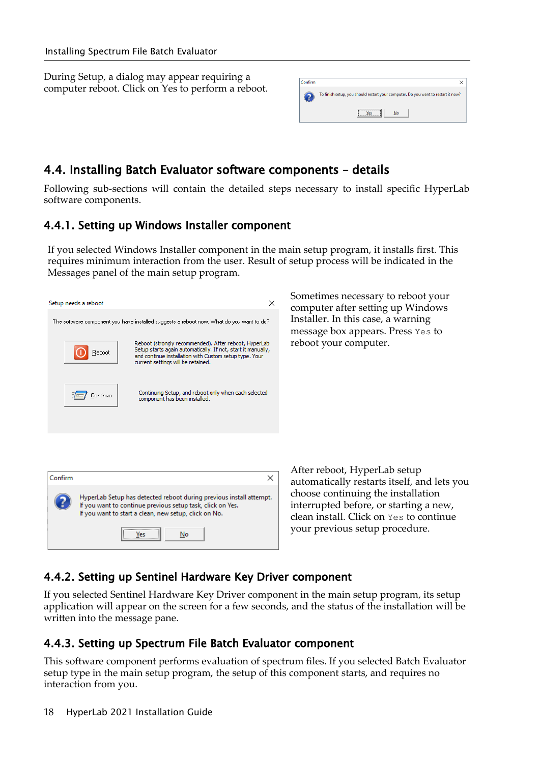During Setup, a dialog may appear requiring a computer reboot. Click on Yes to perform a reboot.

## 4.4. Installing Batch Evaluator software components – details

Following sub-sections will contain the detailed steps necessary to install specific HyperLab software components.

### 4.4.1. Setting up Windows Installer component

If you selected Windows Installer component in the main setup program, it installs first. This requires minimum interaction from the user. Result of setup process will be indicated in the Messages panel of the main setup program.

Sometimes necessary to reboot your computer after setting up Windows Installer. In this case, a warning message box appears. Press `Yes` to reboot your computer.

After reboot, HyperLab setup automatically restarts itself, and lets you choose continuing the installation interrupted before, or starting a new, clean install. Click on `Yes` to continue your previous setup procedure.

### 4.4.2. Setting up Sentinel Hardware Key Driver component

If you selected Sentinel Hardware Key Driver component in the main setup program, its setup application will appear on the screen for a few seconds, and the status of the installation will be written into the message pane.

### 4.4.3. Setting up Spectrum File Batch Evaluator component

This software component performs evaluation of spectrum files. If you selected Batch Evaluator setup type in the main setup program, the setup of this component starts, and requires no interaction from you.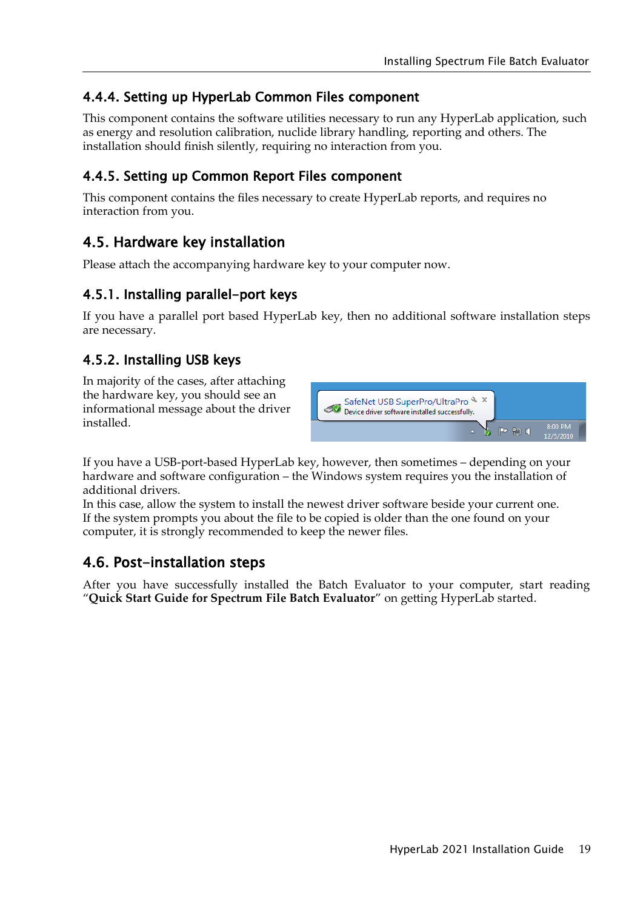### 4.4.4. Setting up HyperLab Common Files component

This component contains the software utilities necessary to run any HyperLab application, such as energy and resolution calibration, nuclide library handling, reporting and others. The installation should finish silently, requiring no interaction from you.

### 4.4.5. Setting up Common Report Files component

This component contains the files necessary to create HyperLab reports, and requires no interaction from you.

## 4.5. Hardware key installation

Please attach the accompanying hardware key to your computer now.

### 4.5.1. Installing parallel-port keys

If you have a parallel port based HyperLab key, then no additional software installation steps are necessary.

### 4.5.2. Installing USB keys

In majority of the cases, after attaching the hardware key, you should see an informational message about the driver installed.

If you have a USB-port-based HyperLab key, however, then sometimes – depending on your hardware and software configuration – the Windows system requires you the installation of additional drivers.
In this case, allow the system to install the newest driver software beside your current one. If the system prompts you about the file to be copied is older than the one found on your computer, it is strongly recommended to keep the newer files.

## 4.6. Post-installation steps

After you have successfully installed the Batch Evaluator to your computer, start reading "**Quick Start Guide for Spectrum File Batch Evaluator**" on getting HyperLab started.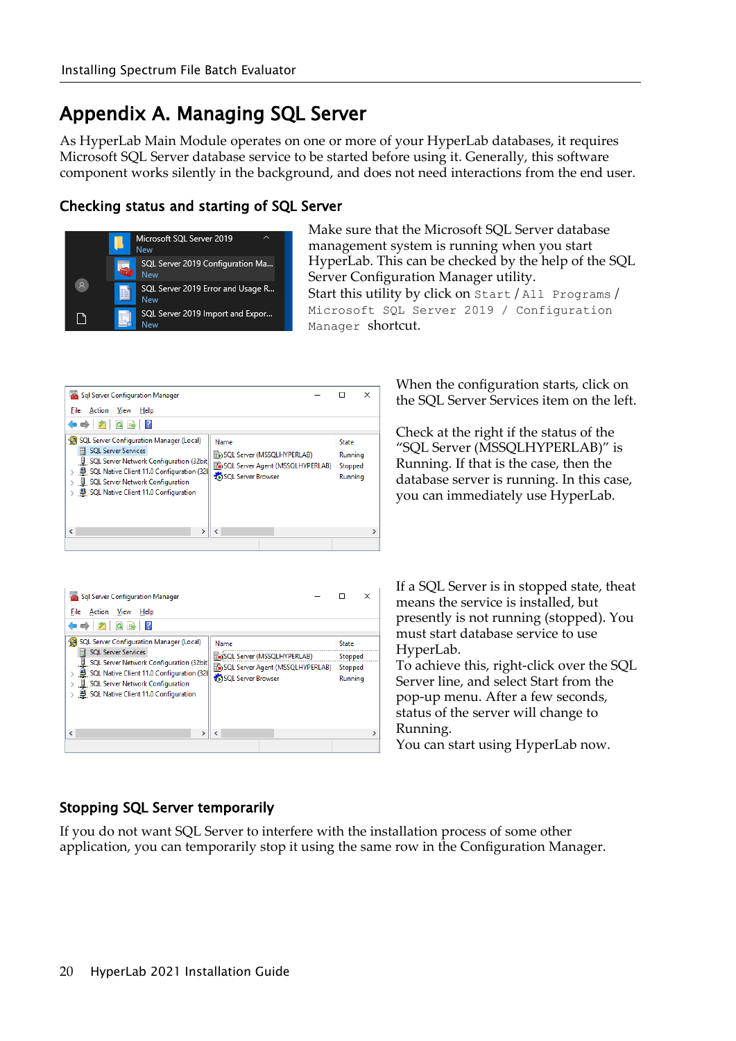# Appendix A. Managing SQL Server

As HyperLab Main Module operates on one or more of your HyperLab databases, it requires Microsoft SQL Server database service to be started before using it. Generally, this software component works silently in the background, and does not need interactions from the end user.

## Checking status and starting of SQL Server

Make sure that the Microsoft SQL Server database management system is running when you start HyperLab. This can be checked by the help of the SQL Server Configuration Manager utility.
Start this utility by click on `Start` / `All Programs` / `Microsoft SQL Server 2019 / Configuration Manager` shortcut.

When the configuration starts, click on the SQL Server Services item on the left.

Check at the right if the status of the "SQL Server (MSSQLHYPERLAB)" is Running. If that is the case, then the database server is running. In this case, you can immediately use HyperLab.

If a SQL Server is in stopped state, theat means the service is installed, but presently is not running (stopped). You must start database service to use HyperLab.
To achieve this, right-click over the SQL Server line, and select Start from the pop-up menu. After a few seconds, status of the server will change to Running.
You can start using HyperLab now.

## Stopping SQL Server temporarily

If you do not want SQL Server to interfere with the installation process of some other application, you can temporarily stop it using the same row in the Configuration Manager.